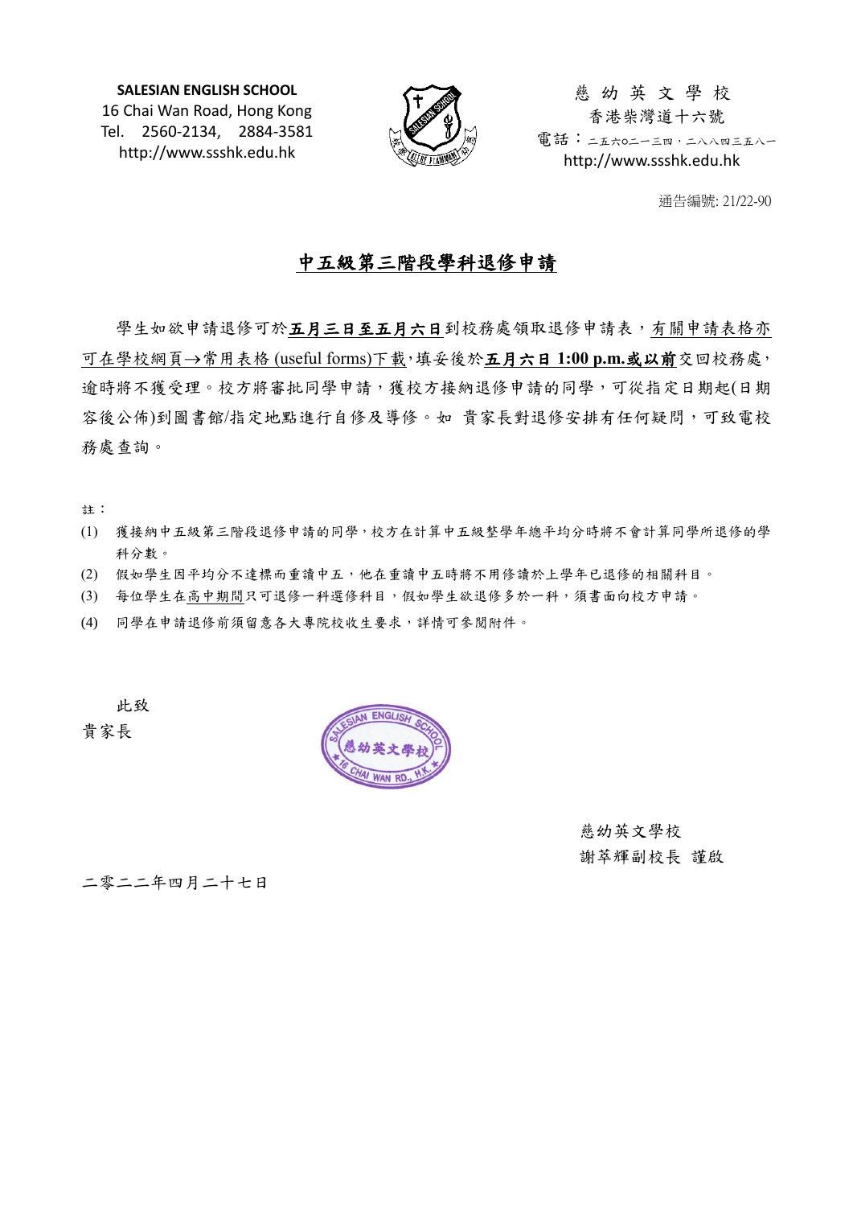**SALESIAN ENGLISH SCHOOL**
16 Chai Wan Road, Hong Kong
Tel. 2560-2134, 2884-3581
http://www.ssshk.edu.hk

慈 幼 英 文 學 校
香港柴灣道十六號
電話：二五六○二一三四，二八八四三五八一
http://www.ssshk.edu.hk

通告編號: 21/22-90

# 中五級第三階段學科退修申請

學生如欲申請退修可於**五月三日至五月六日**到校務處領取退修申請表，有關申請表格亦可在學校網頁→常用表格 (useful forms)下載，填妥後於**五月六日 1:00 p.m.或以前**交回校務處，逾時將不獲受理。校方將審批同學申請，獲校方接納退修申請的同學，可從指定日期起(日期容後公佈)到圖書館/指定地點進行自修及導修。如 貴家長對退修安排有任何疑問，可致電校務處查詢。

註：

(1) 獲接納中五級第三階段退修申請的同學，校方在計算中五級整學年總平均分時將不會計算同學所退修的學科分數。
(2) 假如學生因平均分不達標而重讀中五，他在重讀中五時將不用修讀於上學年已退修的相關科目。
(3) 每位學生在高中期間只可退修一科選修科目，假如學生欲退修多於一科，須書面向校方申請。
(4) 同學在申請退修前須留意各大專院校收生要求，詳情可參閱附件。

此致
貴家長

慈幼英文學校
謝萃輝副校長 謹啟

二零二二年四月二十七日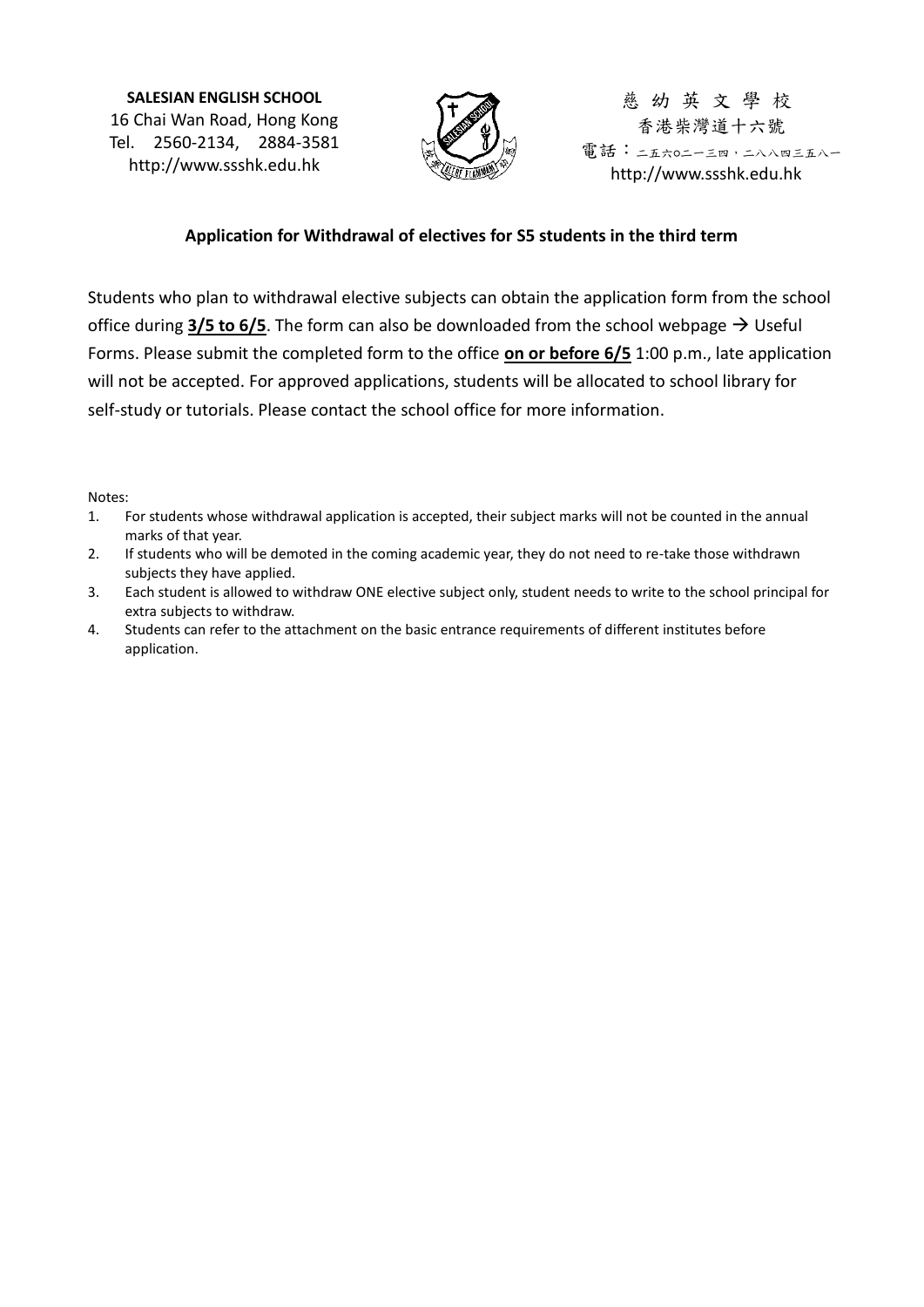**SALESIAN ENGLISH SCHOOL**
16 Chai Wan Road, Hong Kong
Tel. 2560-2134, 2884-3581
http://www.ssshk.edu.hk

慈 幼 英 文 學 校
香港柴灣道十六號
電話：二五六○二一三四，二八八四三五八一
http://www.ssshk.edu.hk

## Application for Withdrawal of electives for S5 students in the third term

Students who plan to withdrawal elective subjects can obtain the application form from the school office during **3/5 to 6/5**. The form can also be downloaded from the school webpage → Useful Forms. Please submit the completed form to the office **on or before 6/5** 1:00 p.m., late application will not be accepted. For approved applications, students will be allocated to school library for self-study or tutorials. Please contact the school office for more information.

Notes:

1. For students whose withdrawal application is accepted, their subject marks will not be counted in the annual marks of that year.
2. If students who will be demoted in the coming academic year, they do not need to re-take those withdrawn subjects they have applied.
3. Each student is allowed to withdraw ONE elective subject only, student needs to write to the school principal for extra subjects to withdraw.
4. Students can refer to the attachment on the basic entrance requirements of different institutes before application.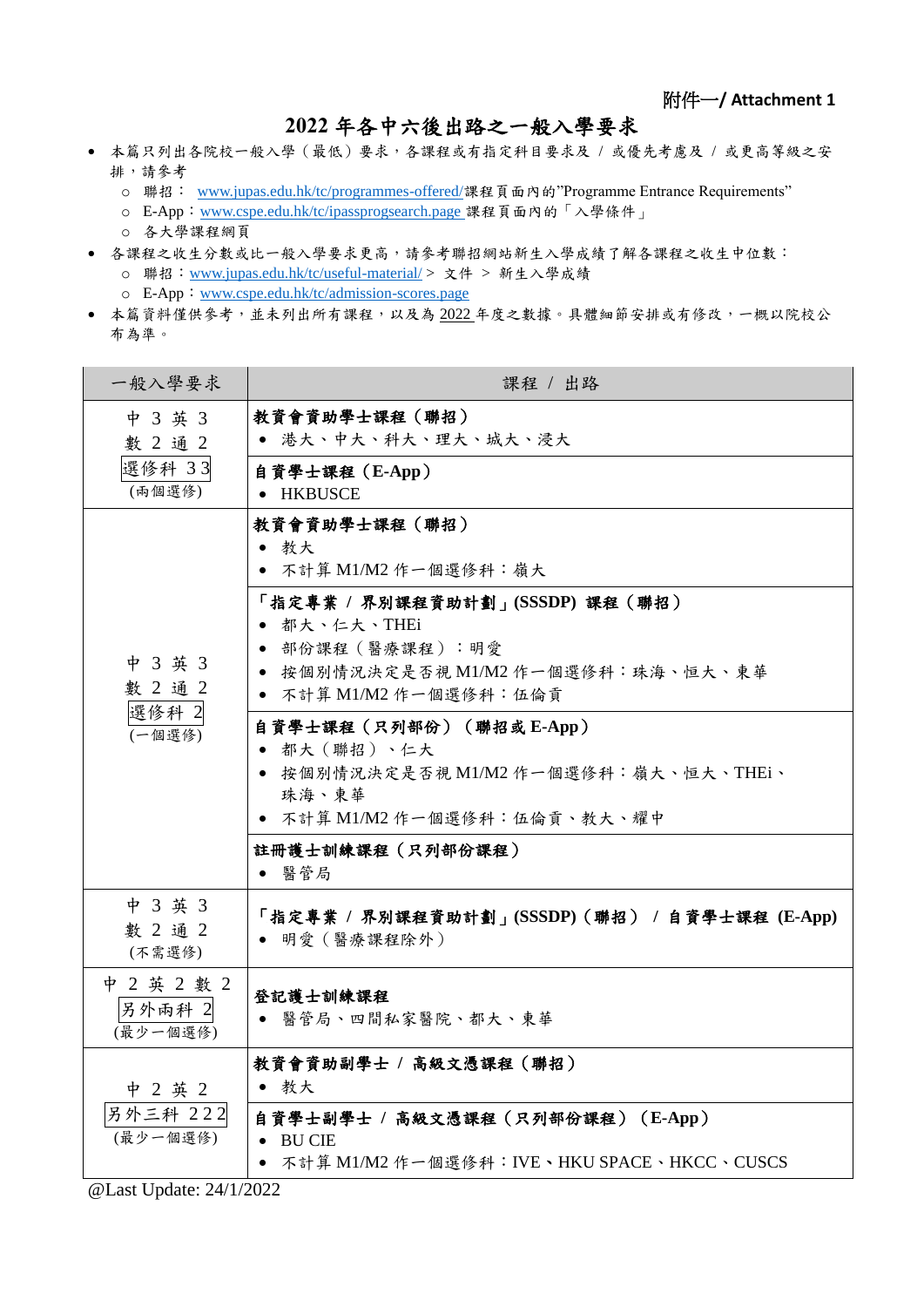附件一/ Attachment 1

# 2022 年各中六後出路之一般入學要求

- 本篇只列出各院校一般入學（最低）要求，各課程或有指定科目要求及 / 或優先考慮及 / 或更高等級之安排，請參考
  - 聯招： www.jupas.edu.hk/tc/programmes-offered/課程頁面內的"Programme Entrance Requirements"
  - E-App：www.cspe.edu.hk/tc/ipassprogsearch.page 課程頁面內的「入學條件」
  - 各大學課程網頁
- 各課程之收生分數或比一般入學要求更高，請參考聯招網站新生入學成績了解各課程之收生中位數：
  - 聯招：www.jupas.edu.hk/tc/useful-material/ > 文件 > 新生入學成績
  - E-App：www.cspe.edu.hk/tc/admission-scores.page
- 本篇資料僅供參考，並未列出所有課程，以及為 2022 年度之數據。具體細節安排或有修改，一概以院校公布為準。

| 一般入學要求 | 課程 / 出路 |
|---|---|
| 中 3 英 3<br>數 2 通 2<br>選修科 3 3<br>(兩個選修) | **教資會資助學士課程（聯招）**<br>• 港大、中大、科大、理大、城大、浸大 |
| | **自資學士課程（E-App）**<br>• HKBUSCE |
| 中 3 英 3<br>數 2 通 2<br>選修科 2<br>(一個選修) | **教資會資助學士課程（聯招）**<br>• 教大<br>• 不計算 M1/M2 作一個選修科：嶺大 |
| | **「指定專業 / 界別課程資助計劃」(SSSDP) 課程（聯招）**<br>• 都大、仁大、THEi<br>• 部份課程（醫療課程）：明愛<br>• 按個別情況決定是否視 M1/M2 作一個選修科：珠海、恒大、東華<br>• 不計算 M1/M2 作一個選修科：伍倫貢 |
| | **自資學士課程（只列部份）（聯招或 E-App）**<br>• 都大（聯招）、仁大<br>• 按個別情況決定是否視 M1/M2 作一個選修科：嶺大、恒大、THEi、珠海、東華<br>• 不計算 M1/M2 作一個選修科：伍倫貢、教大、耀中 |
| | **註冊護士訓練課程（只列部份課程）**<br>• 醫管局 |
| 中 3 英 3<br>數 2 通 2<br>(不需選修) | **「指定專業 / 界別課程資助計劃」(SSSDP)（聯招） / 自資學士課程 (E-App)**<br>• 明愛（醫療課程除外） |
| 中 2 英 2 數 2<br>另外兩科 2<br>(最少一個選修) | **登記護士訓練課程**<br>• 醫管局、四間私家醫院、都大、東華 |
| 中 2 英 2<br>另外三科 2 2 2<br>(最少一個選修) | **教資會資助副學士 / 高級文憑課程（聯招）**<br>• 教大 |
| | **自資學士副學士 / 高級文憑課程（只列部份課程）（E-App）**<br>• BU CIE<br>• 不計算 M1/M2 作一個選修科：IVE、HKU SPACE、HKCC、CUSCS |

@Last Update: 24/1/2022